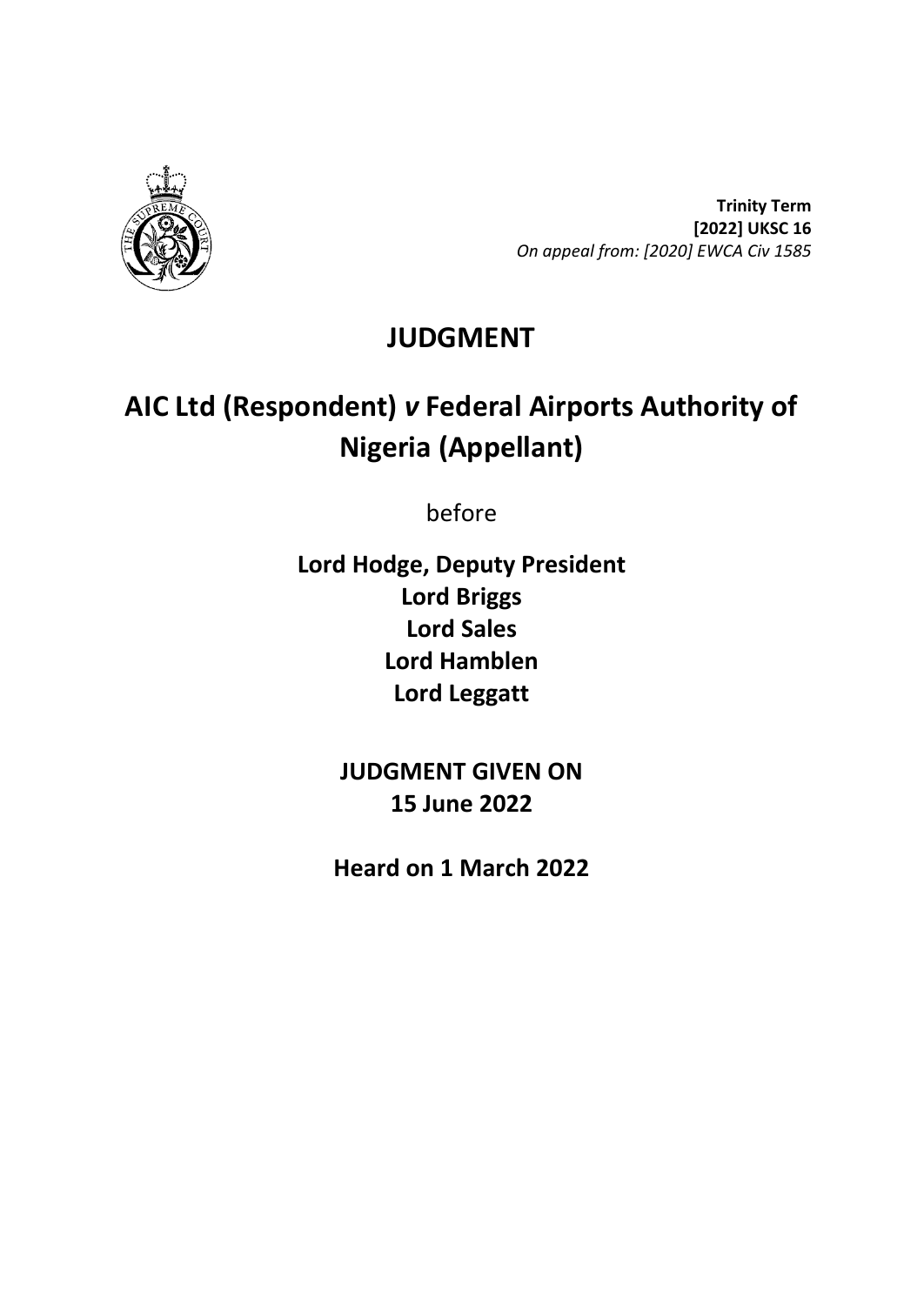**Trinity Term**
**[2022] UKSC 16**
*On appeal from: [2020] EWCA Civ 1585*

# JUDGMENT

## AIC Ltd (Respondent) *v* Federal Airports Authority of Nigeria (Appellant)

before

**Lord Hodge, Deputy President**
**Lord Briggs**
**Lord Sales**
**Lord Hamblen**
**Lord Leggatt**

**JUDGMENT GIVEN ON**
**15 June 2022**

**Heard on 1 March 2022**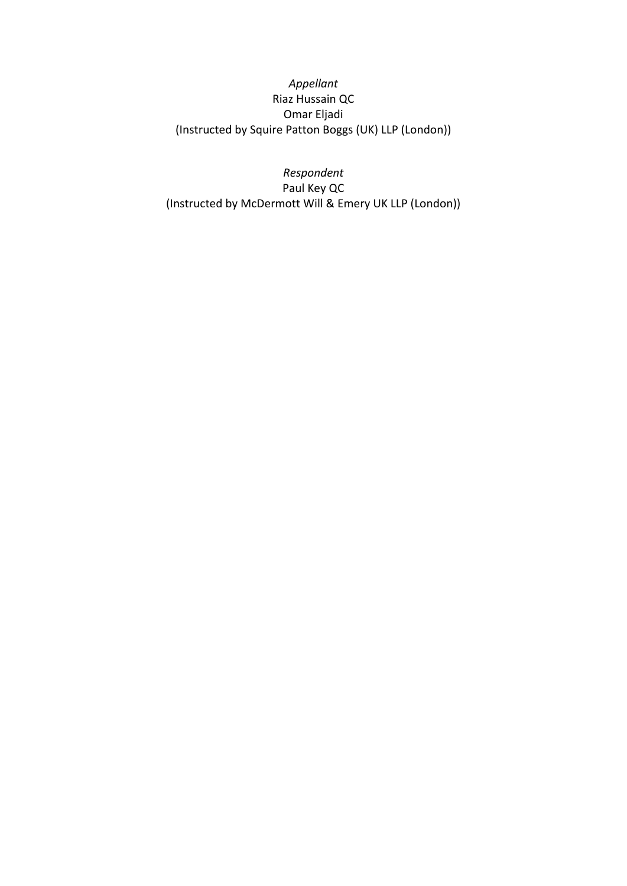*Appellant*
Riaz Hussain QC
Omar Eljadi
(Instructed by Squire Patton Boggs (UK) LLP (London))

*Respondent*
Paul Key QC
(Instructed by McDermott Will & Emery UK LLP (London))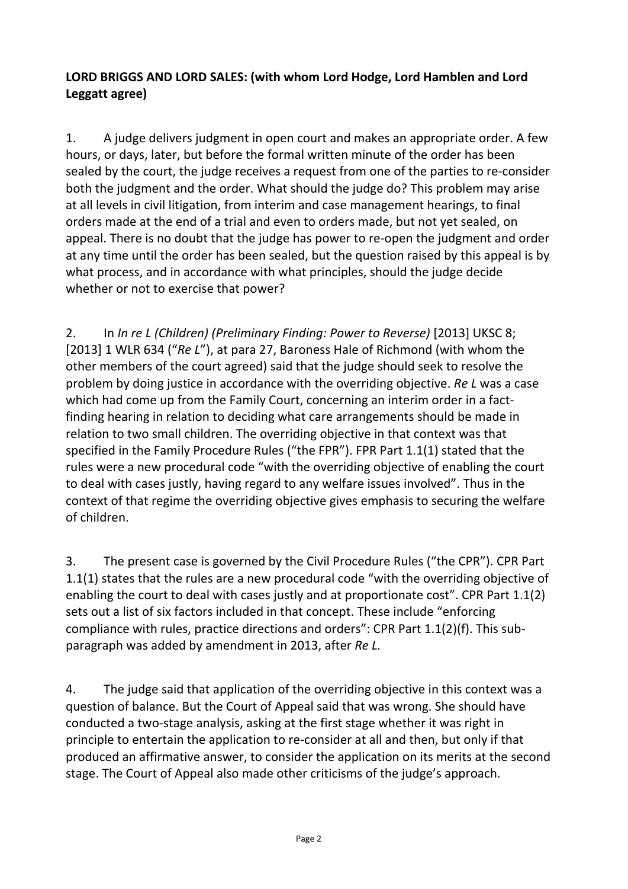**LORD BRIGGS AND LORD SALES: (with whom Lord Hodge, Lord Hamblen and Lord Leggatt agree)**

1. A judge delivers judgment in open court and makes an appropriate order. A few hours, or days, later, but before the formal written minute of the order has been sealed by the court, the judge receives a request from one of the parties to re-consider both the judgment and the order. What should the judge do? This problem may arise at all levels in civil litigation, from interim and case management hearings, to final orders made at the end of a trial and even to orders made, but not yet sealed, on appeal. There is no doubt that the judge has power to re-open the judgment and order at any time until the order has been sealed, but the question raised by this appeal is by what process, and in accordance with what principles, should the judge decide whether or not to exercise that power?

2. In *In re L (Children) (Preliminary Finding: Power to Reverse)* [2013] UKSC 8; [2013] 1 WLR 634 ("*Re L*"), at para 27, Baroness Hale of Richmond (with whom the other members of the court agreed) said that the judge should seek to resolve the problem by doing justice in accordance with the overriding objective. *Re L* was a case which had come up from the Family Court, concerning an interim order in a fact-finding hearing in relation to deciding what care arrangements should be made in relation to two small children. The overriding objective in that context was that specified in the Family Procedure Rules ("the FPR"). FPR Part 1.1(1) stated that the rules were a new procedural code "with the overriding objective of enabling the court to deal with cases justly, having regard to any welfare issues involved". Thus in the context of that regime the overriding objective gives emphasis to securing the welfare of children.

3. The present case is governed by the Civil Procedure Rules ("the CPR"). CPR Part 1.1(1) states that the rules are a new procedural code "with the overriding objective of enabling the court to deal with cases justly and at proportionate cost". CPR Part 1.1(2) sets out a list of six factors included in that concept. These include "enforcing compliance with rules, practice directions and orders": CPR Part 1.1(2)(f). This sub-paragraph was added by amendment in 2013, after *Re L.*

4. The judge said that application of the overriding objective in this context was a question of balance. But the Court of Appeal said that was wrong. She should have conducted a two-stage analysis, asking at the first stage whether it was right in principle to entertain the application to re-consider at all and then, but only if that produced an affirmative answer, to consider the application on its merits at the second stage. The Court of Appeal also made other criticisms of the judge's approach.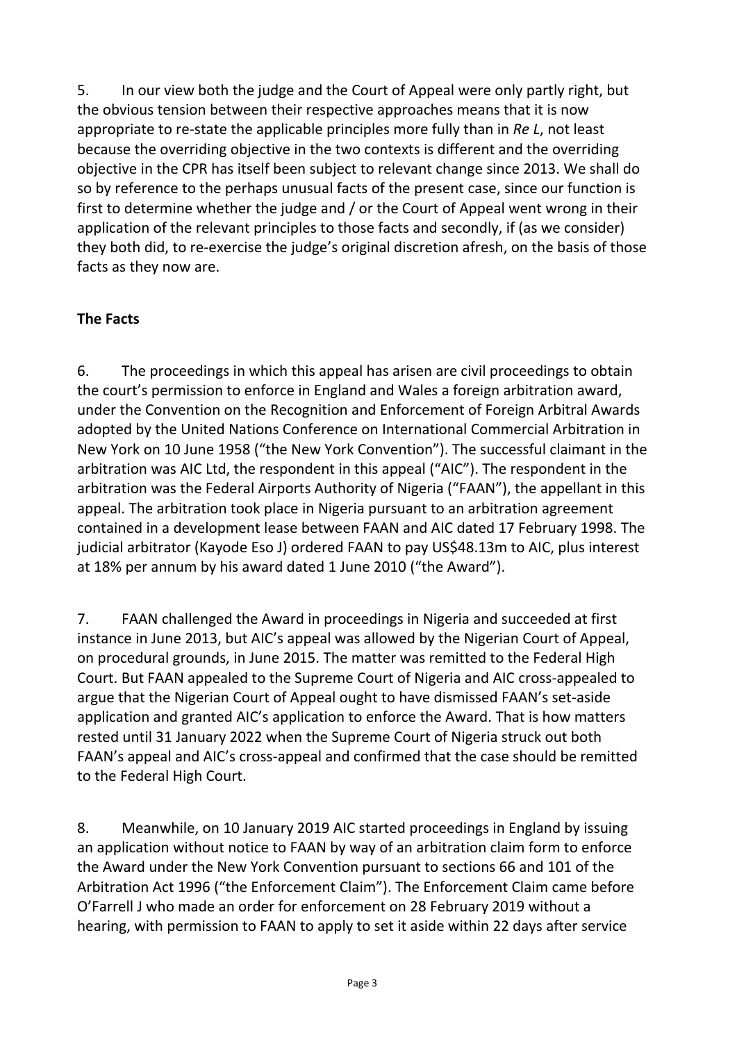5. In our view both the judge and the Court of Appeal were only partly right, but the obvious tension between their respective approaches means that it is now appropriate to re-state the applicable principles more fully than in *Re L*, not least because the overriding objective in the two contexts is different and the overriding objective in the CPR has itself been subject to relevant change since 2013. We shall do so by reference to the perhaps unusual facts of the present case, since our function is first to determine whether the judge and / or the Court of Appeal went wrong in their application of the relevant principles to those facts and secondly, if (as we consider) they both did, to re-exercise the judge's original discretion afresh, on the basis of those facts as they now are.

**The Facts**

6. The proceedings in which this appeal has arisen are civil proceedings to obtain the court's permission to enforce in England and Wales a foreign arbitration award, under the Convention on the Recognition and Enforcement of Foreign Arbitral Awards adopted by the United Nations Conference on International Commercial Arbitration in New York on 10 June 1958 ("the New York Convention"). The successful claimant in the arbitration was AIC Ltd, the respondent in this appeal ("AIC"). The respondent in the arbitration was the Federal Airports Authority of Nigeria ("FAAN"), the appellant in this appeal. The arbitration took place in Nigeria pursuant to an arbitration agreement contained in a development lease between FAAN and AIC dated 17 February 1998. The judicial arbitrator (Kayode Eso J) ordered FAAN to pay US$48.13m to AIC, plus interest at 18% per annum by his award dated 1 June 2010 ("the Award").

7. FAAN challenged the Award in proceedings in Nigeria and succeeded at first instance in June 2013, but AIC's appeal was allowed by the Nigerian Court of Appeal, on procedural grounds, in June 2015. The matter was remitted to the Federal High Court. But FAAN appealed to the Supreme Court of Nigeria and AIC cross-appealed to argue that the Nigerian Court of Appeal ought to have dismissed FAAN's set-aside application and granted AIC's application to enforce the Award. That is how matters rested until 31 January 2022 when the Supreme Court of Nigeria struck out both FAAN's appeal and AIC's cross-appeal and confirmed that the case should be remitted to the Federal High Court.

8. Meanwhile, on 10 January 2019 AIC started proceedings in England by issuing an application without notice to FAAN by way of an arbitration claim form to enforce the Award under the New York Convention pursuant to sections 66 and 101 of the Arbitration Act 1996 ("the Enforcement Claim"). The Enforcement Claim came before O'Farrell J who made an order for enforcement on 28 February 2019 without a hearing, with permission to FAAN to apply to set it aside within 22 days after service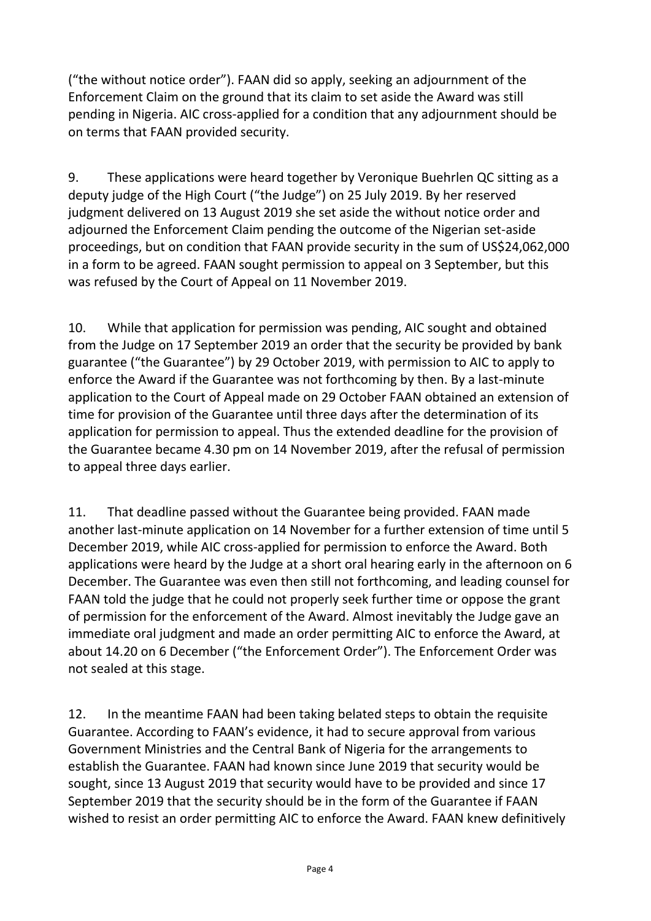("the without notice order"). FAAN did so apply, seeking an adjournment of the Enforcement Claim on the ground that its claim to set aside the Award was still pending in Nigeria. AIC cross-applied for a condition that any adjournment should be on terms that FAAN provided security.

9. These applications were heard together by Veronique Buehrlen QC sitting as a deputy judge of the High Court ("the Judge") on 25 July 2019. By her reserved judgment delivered on 13 August 2019 she set aside the without notice order and adjourned the Enforcement Claim pending the outcome of the Nigerian set-aside proceedings, but on condition that FAAN provide security in the sum of US$24,062,000 in a form to be agreed. FAAN sought permission to appeal on 3 September, but this was refused by the Court of Appeal on 11 November 2019.

10. While that application for permission was pending, AIC sought and obtained from the Judge on 17 September 2019 an order that the security be provided by bank guarantee ("the Guarantee") by 29 October 2019, with permission to AIC to apply to enforce the Award if the Guarantee was not forthcoming by then. By a last-minute application to the Court of Appeal made on 29 October FAAN obtained an extension of time for provision of the Guarantee until three days after the determination of its application for permission to appeal. Thus the extended deadline for the provision of the Guarantee became 4.30 pm on 14 November 2019, after the refusal of permission to appeal three days earlier.

11. That deadline passed without the Guarantee being provided. FAAN made another last-minute application on 14 November for a further extension of time until 5 December 2019, while AIC cross-applied for permission to enforce the Award. Both applications were heard by the Judge at a short oral hearing early in the afternoon on 6 December. The Guarantee was even then still not forthcoming, and leading counsel for FAAN told the judge that he could not properly seek further time or oppose the grant of permission for the enforcement of the Award. Almost inevitably the Judge gave an immediate oral judgment and made an order permitting AIC to enforce the Award, at about 14.20 on 6 December ("the Enforcement Order"). The Enforcement Order was not sealed at this stage.

12. In the meantime FAAN had been taking belated steps to obtain the requisite Guarantee. According to FAAN's evidence, it had to secure approval from various Government Ministries and the Central Bank of Nigeria for the arrangements to establish the Guarantee. FAAN had known since June 2019 that security would be sought, since 13 August 2019 that security would have to be provided and since 17 September 2019 that the security should be in the form of the Guarantee if FAAN wished to resist an order permitting AIC to enforce the Award. FAAN knew definitively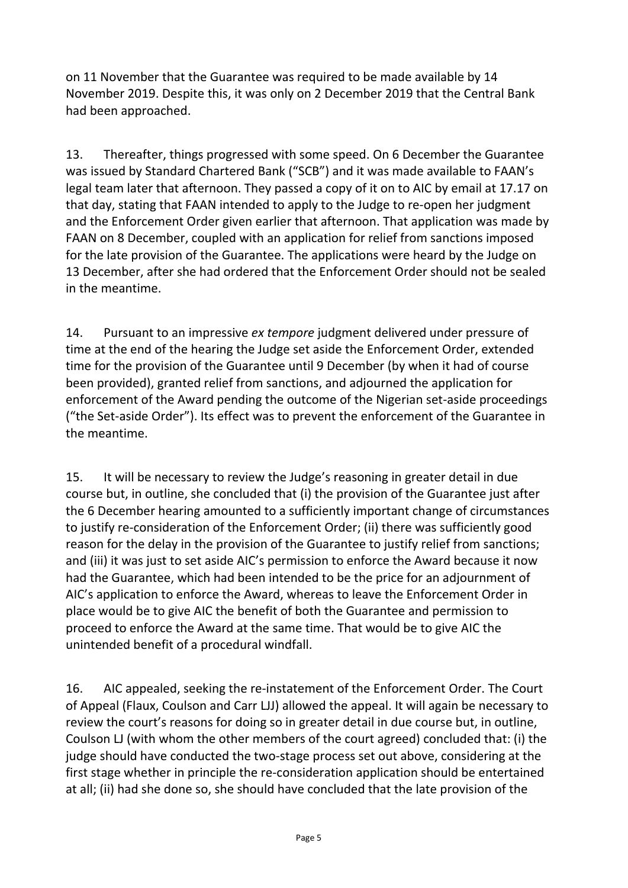on 11 November that the Guarantee was required to be made available by 14 November 2019. Despite this, it was only on 2 December 2019 that the Central Bank had been approached.

13. Thereafter, things progressed with some speed. On 6 December the Guarantee was issued by Standard Chartered Bank ("SCB") and it was made available to FAAN's legal team later that afternoon. They passed a copy of it on to AIC by email at 17.17 on that day, stating that FAAN intended to apply to the Judge to re-open her judgment and the Enforcement Order given earlier that afternoon. That application was made by FAAN on 8 December, coupled with an application for relief from sanctions imposed for the late provision of the Guarantee. The applications were heard by the Judge on 13 December, after she had ordered that the Enforcement Order should not be sealed in the meantime.

14. Pursuant to an impressive *ex tempore* judgment delivered under pressure of time at the end of the hearing the Judge set aside the Enforcement Order, extended time for the provision of the Guarantee until 9 December (by when it had of course been provided), granted relief from sanctions, and adjourned the application for enforcement of the Award pending the outcome of the Nigerian set-aside proceedings ("the Set-aside Order"). Its effect was to prevent the enforcement of the Guarantee in the meantime.

15. It will be necessary to review the Judge's reasoning in greater detail in due course but, in outline, she concluded that (i) the provision of the Guarantee just after the 6 December hearing amounted to a sufficiently important change of circumstances to justify re-consideration of the Enforcement Order; (ii) there was sufficiently good reason for the delay in the provision of the Guarantee to justify relief from sanctions; and (iii) it was just to set aside AIC's permission to enforce the Award because it now had the Guarantee, which had been intended to be the price for an adjournment of AIC's application to enforce the Award, whereas to leave the Enforcement Order in place would be to give AIC the benefit of both the Guarantee and permission to proceed to enforce the Award at the same time. That would be to give AIC the unintended benefit of a procedural windfall.

16. AIC appealed, seeking the re-instatement of the Enforcement Order. The Court of Appeal (Flaux, Coulson and Carr LJJ) allowed the appeal. It will again be necessary to review the court's reasons for doing so in greater detail in due course but, in outline, Coulson LJ (with whom the other members of the court agreed) concluded that: (i) the judge should have conducted the two-stage process set out above, considering at the first stage whether in principle the re-consideration application should be entertained at all; (ii) had she done so, she should have concluded that the late provision of the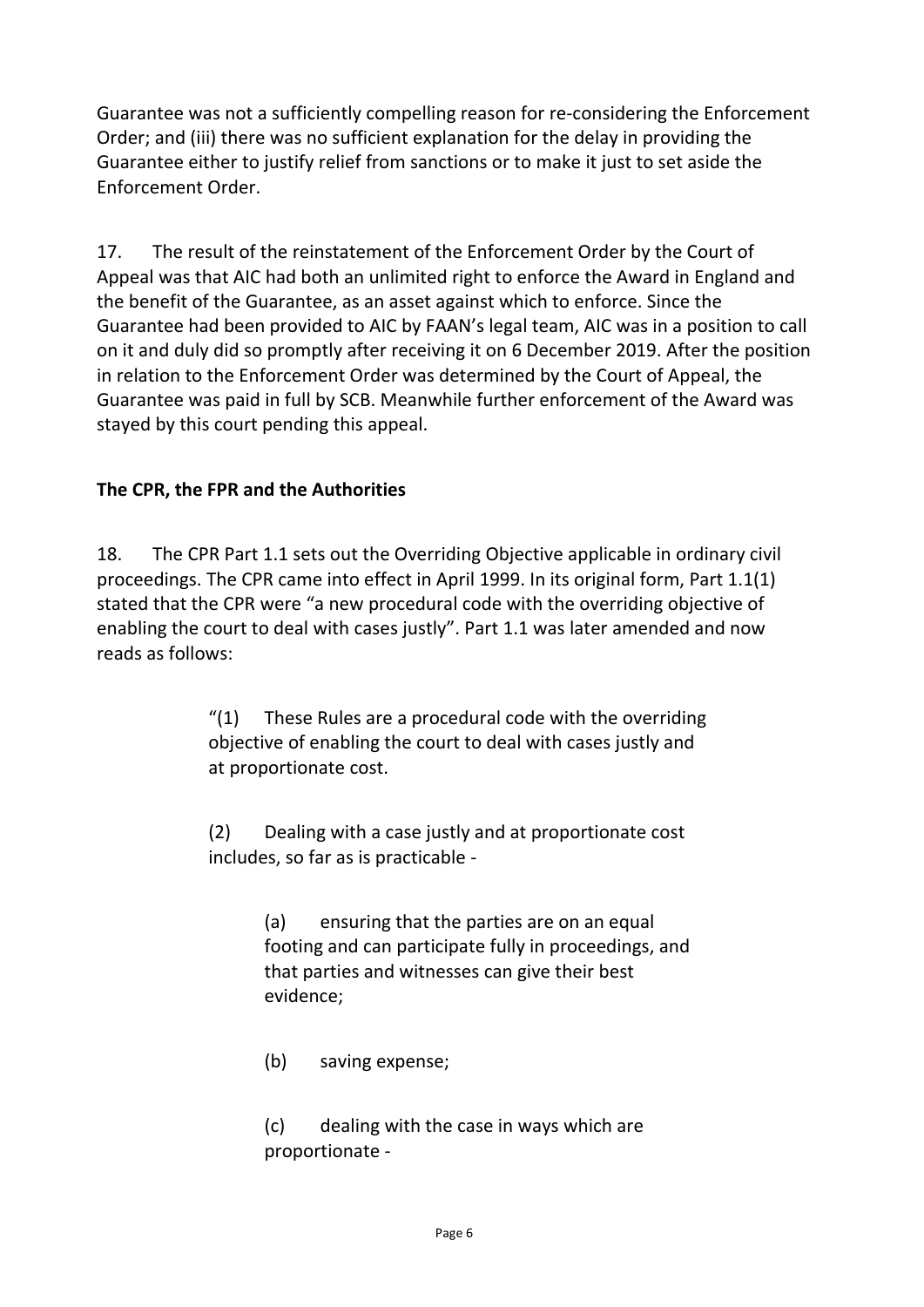Guarantee was not a sufficiently compelling reason for re-considering the Enforcement Order; and (iii) there was no sufficient explanation for the delay in providing the Guarantee either to justify relief from sanctions or to make it just to set aside the Enforcement Order.

17. The result of the reinstatement of the Enforcement Order by the Court of Appeal was that AIC had both an unlimited right to enforce the Award in England and the benefit of the Guarantee, as an asset against which to enforce. Since the Guarantee had been provided to AIC by FAAN's legal team, AIC was in a position to call on it and duly did so promptly after receiving it on 6 December 2019. After the position in relation to the Enforcement Order was determined by the Court of Appeal, the Guarantee was paid in full by SCB. Meanwhile further enforcement of the Award was stayed by this court pending this appeal.

**The CPR, the FPR and the Authorities**

18. The CPR Part 1.1 sets out the Overriding Objective applicable in ordinary civil proceedings. The CPR came into effect in April 1999. In its original form, Part 1.1(1) stated that the CPR were "a new procedural code with the overriding objective of enabling the court to deal with cases justly". Part 1.1 was later amended and now reads as follows:

> "(1) These Rules are a procedural code with the overriding objective of enabling the court to deal with cases justly and at proportionate cost.
>
> (2) Dealing with a case justly and at proportionate cost includes, so far as is practicable -
>
> > (a) ensuring that the parties are on an equal footing and can participate fully in proceedings, and that parties and witnesses can give their best evidence;
> >
> > (b) saving expense;
> >
> > (c) dealing with the case in ways which are proportionate -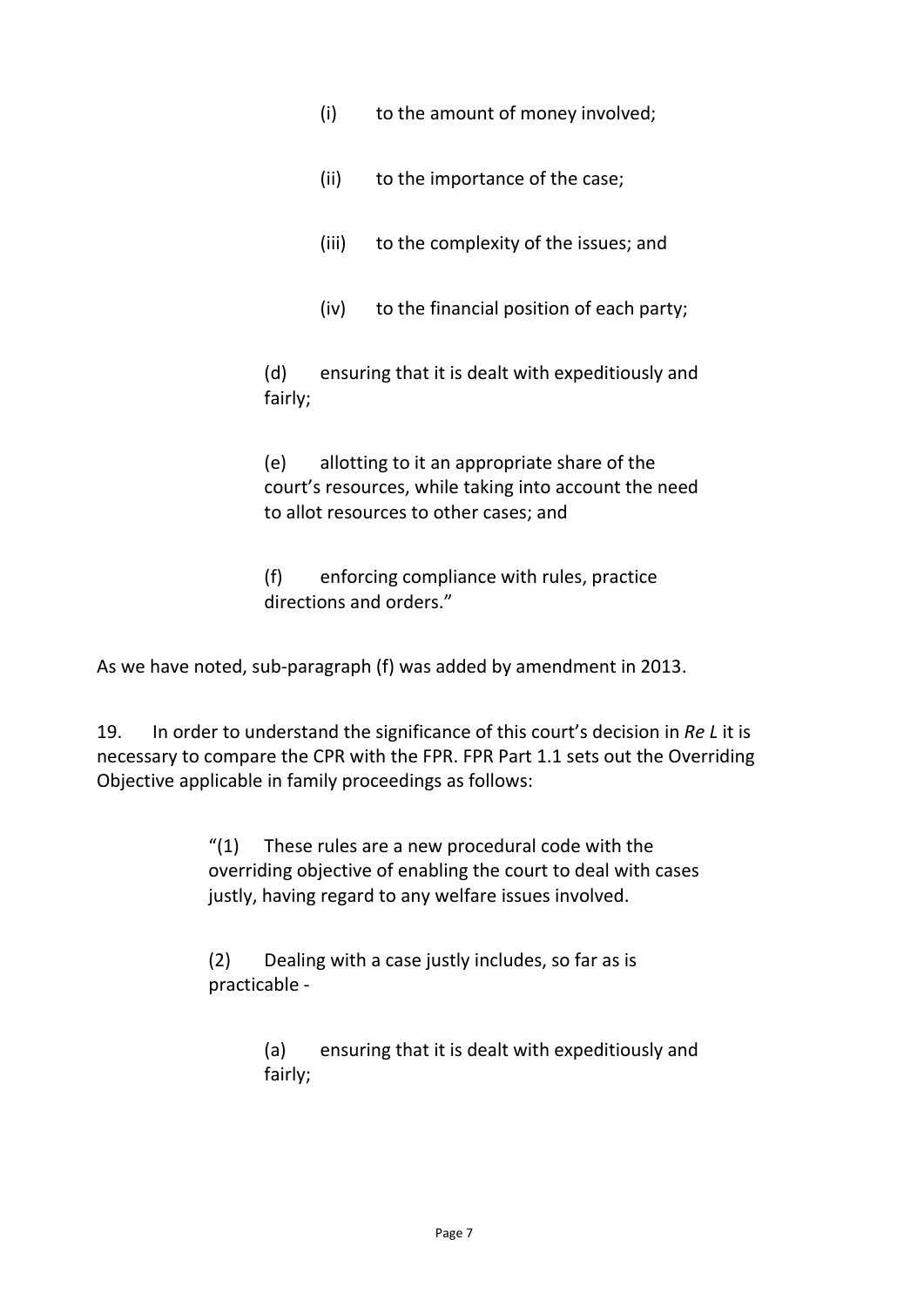(i) to the amount of money involved;

(ii) to the importance of the case;

(iii) to the complexity of the issues; and

(iv) to the financial position of each party;

(d) ensuring that it is dealt with expeditiously and fairly;

(e) allotting to it an appropriate share of the court's resources, while taking into account the need to allot resources to other cases; and

(f) enforcing compliance with rules, practice directions and orders."

As we have noted, sub-paragraph (f) was added by amendment in 2013.

19. In order to understand the significance of this court's decision in *Re L* it is necessary to compare the CPR with the FPR. FPR Part 1.1 sets out the Overriding Objective applicable in family proceedings as follows:

> "(1) These rules are a new procedural code with the overriding objective of enabling the court to deal with cases justly, having regard to any welfare issues involved.
>
> (2) Dealing with a case justly includes, so far as is practicable -
>
> (a) ensuring that it is dealt with expeditiously and fairly;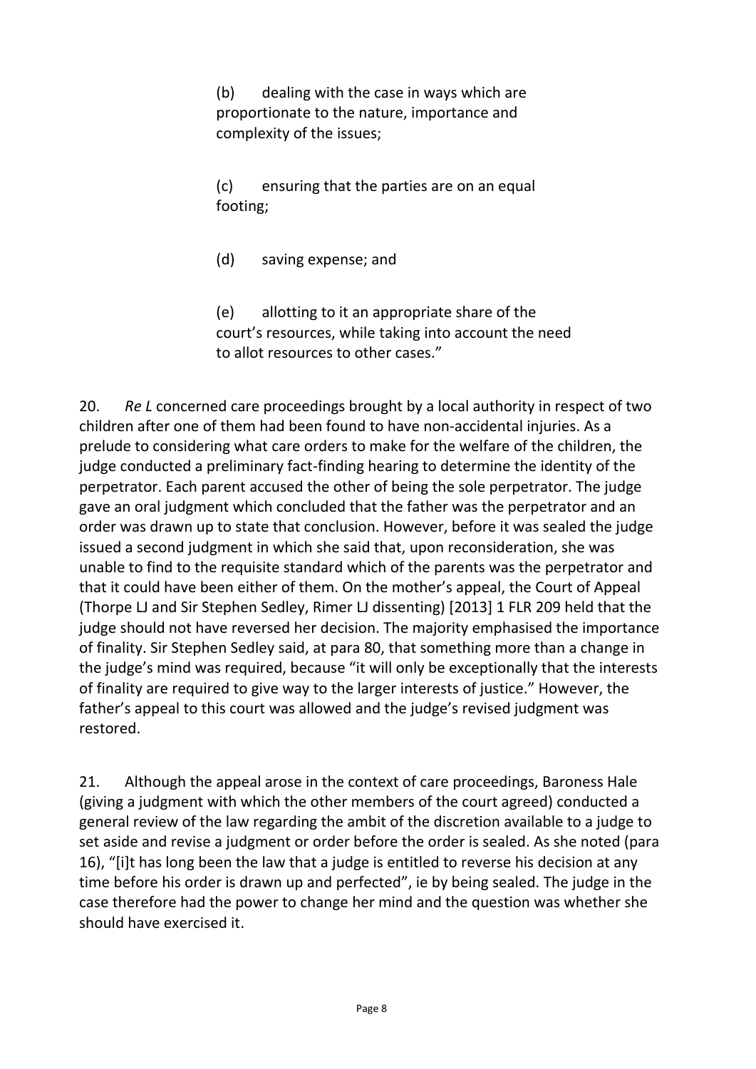> (b) dealing with the case in ways which are proportionate to the nature, importance and complexity of the issues;
>
> (c) ensuring that the parties are on an equal footing;
>
> (d) saving expense; and
>
> (e) allotting to it an appropriate share of the court's resources, while taking into account the need to allot resources to other cases."

20. *Re L* concerned care proceedings brought by a local authority in respect of two children after one of them had been found to have non-accidental injuries. As a prelude to considering what care orders to make for the welfare of the children, the judge conducted a preliminary fact-finding hearing to determine the identity of the perpetrator. Each parent accused the other of being the sole perpetrator. The judge gave an oral judgment which concluded that the father was the perpetrator and an order was drawn up to state that conclusion. However, before it was sealed the judge issued a second judgment in which she said that, upon reconsideration, she was unable to find to the requisite standard which of the parents was the perpetrator and that it could have been either of them. On the mother's appeal, the Court of Appeal (Thorpe LJ and Sir Stephen Sedley, Rimer LJ dissenting) [2013] 1 FLR 209 held that the judge should not have reversed her decision. The majority emphasised the importance of finality. Sir Stephen Sedley said, at para 80, that something more than a change in the judge's mind was required, because "it will only be exceptionally that the interests of finality are required to give way to the larger interests of justice." However, the father's appeal to this court was allowed and the judge's revised judgment was restored.

21. Although the appeal arose in the context of care proceedings, Baroness Hale (giving a judgment with which the other members of the court agreed) conducted a general review of the law regarding the ambit of the discretion available to a judge to set aside and revise a judgment or order before the order is sealed. As she noted (para 16), "[i]t has long been the law that a judge is entitled to reverse his decision at any time before his order is drawn up and perfected", ie by being sealed. The judge in the case therefore had the power to change her mind and the question was whether she should have exercised it.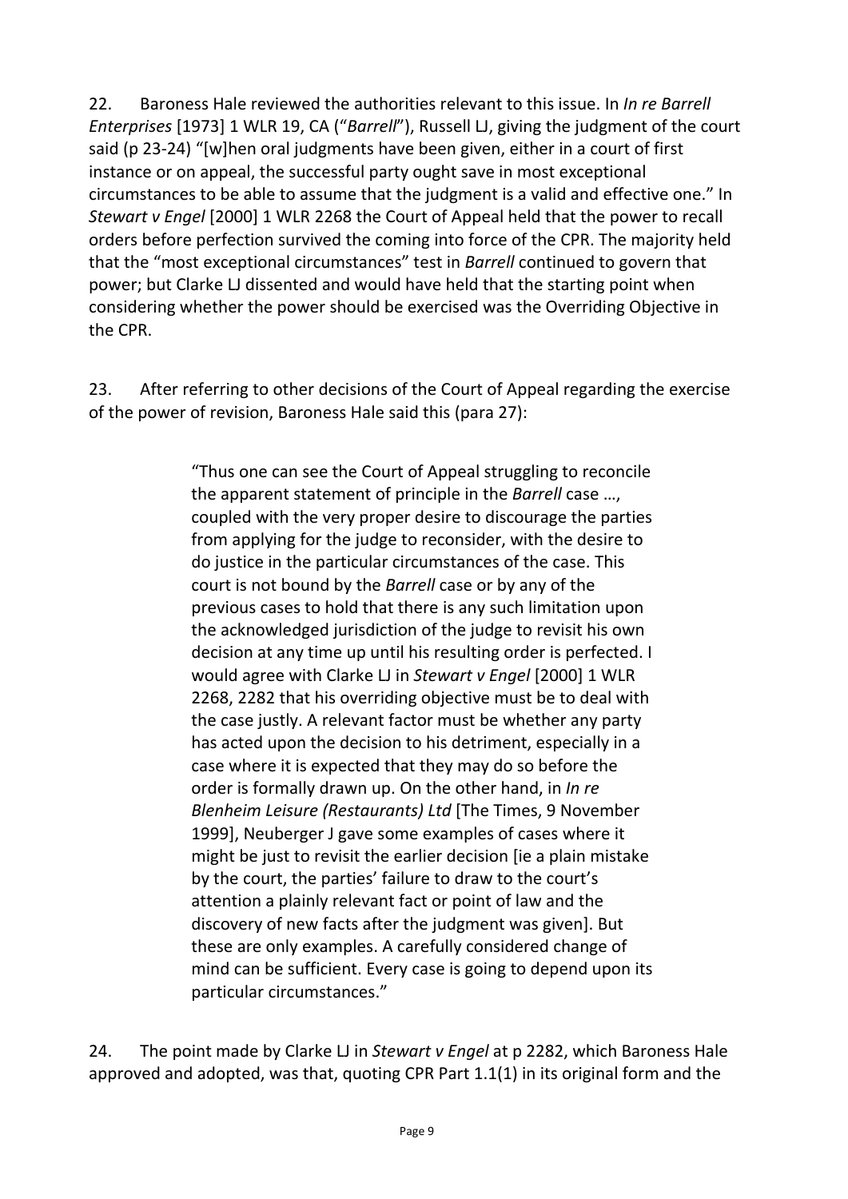22. Baroness Hale reviewed the authorities relevant to this issue. In *In re Barrell Enterprises* [1973] 1 WLR 19, CA ("*Barrell*"), Russell LJ, giving the judgment of the court said (p 23-24) "[w]hen oral judgments have been given, either in a court of first instance or on appeal, the successful party ought save in most exceptional circumstances to be able to assume that the judgment is a valid and effective one." In *Stewart v Engel* [2000] 1 WLR 2268 the Court of Appeal held that the power to recall orders before perfection survived the coming into force of the CPR. The majority held that the "most exceptional circumstances" test in *Barrell* continued to govern that power; but Clarke LJ dissented and would have held that the starting point when considering whether the power should be exercised was the Overriding Objective in the CPR.

23. After referring to other decisions of the Court of Appeal regarding the exercise of the power of revision, Baroness Hale said this (para 27):

> "Thus one can see the Court of Appeal struggling to reconcile the apparent statement of principle in the *Barrell* case …, coupled with the very proper desire to discourage the parties from applying for the judge to reconsider, with the desire to do justice in the particular circumstances of the case. This court is not bound by the *Barrell* case or by any of the previous cases to hold that there is any such limitation upon the acknowledged jurisdiction of the judge to revisit his own decision at any time up until his resulting order is perfected. I would agree with Clarke LJ in *Stewart v Engel* [2000] 1 WLR 2268, 2282 that his overriding objective must be to deal with the case justly. A relevant factor must be whether any party has acted upon the decision to his detriment, especially in a case where it is expected that they may do so before the order is formally drawn up. On the other hand, in *In re Blenheim Leisure (Restaurants) Ltd* [The Times, 9 November 1999], Neuberger J gave some examples of cases where it might be just to revisit the earlier decision [ie a plain mistake by the court, the parties' failure to draw to the court's attention a plainly relevant fact or point of law and the discovery of new facts after the judgment was given]. But these are only examples. A carefully considered change of mind can be sufficient. Every case is going to depend upon its particular circumstances."

24. The point made by Clarke LJ in *Stewart v Engel* at p 2282, which Baroness Hale approved and adopted, was that, quoting CPR Part 1.1(1) in its original form and the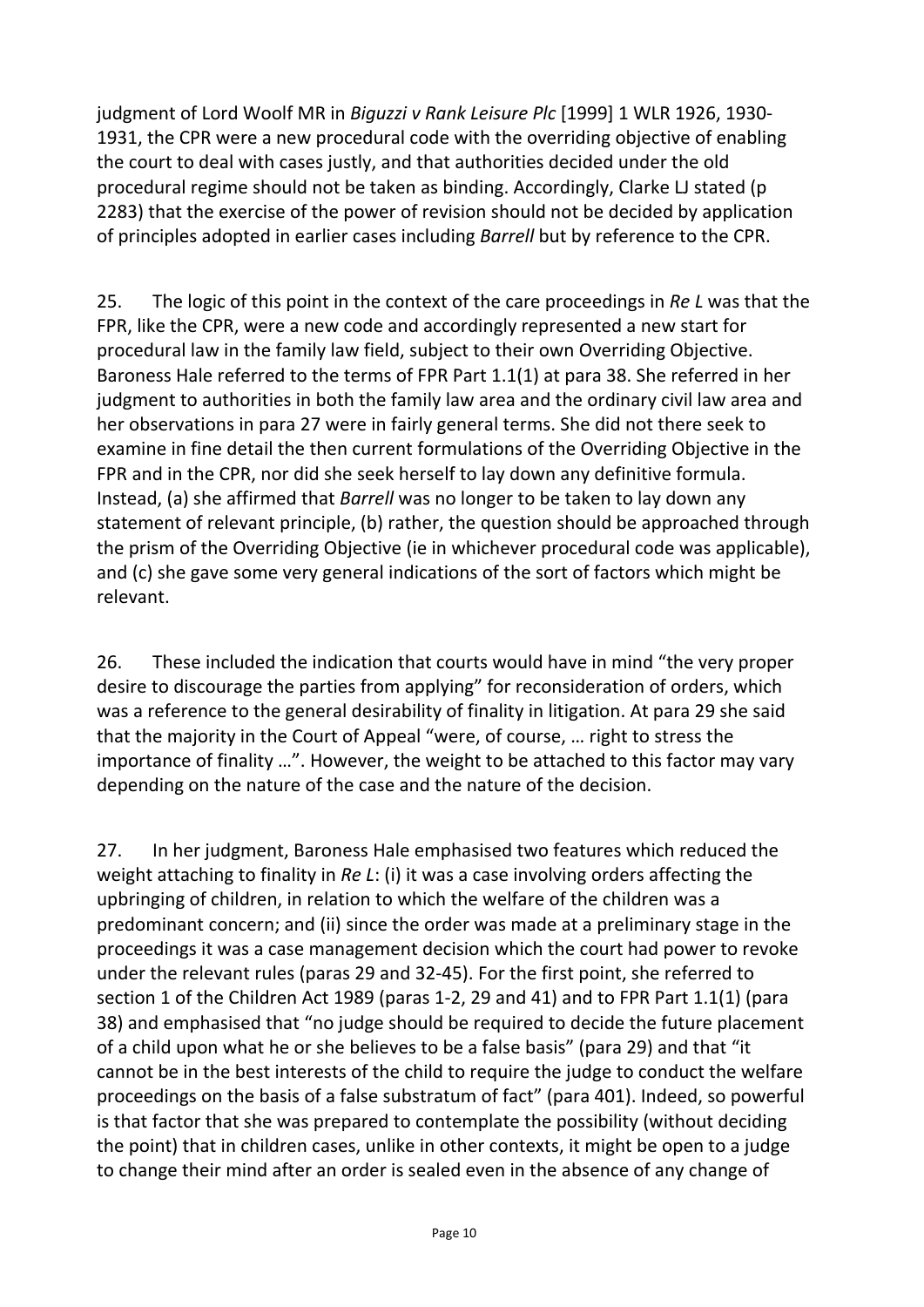judgment of Lord Woolf MR in *Biguzzi v Rank Leisure Plc* [1999] 1 WLR 1926, 1930-1931, the CPR were a new procedural code with the overriding objective of enabling the court to deal with cases justly, and that authorities decided under the old procedural regime should not be taken as binding. Accordingly, Clarke LJ stated (p 2283) that the exercise of the power of revision should not be decided by application of principles adopted in earlier cases including *Barrell* but by reference to the CPR.

25. The logic of this point in the context of the care proceedings in *Re L* was that the FPR, like the CPR, were a new code and accordingly represented a new start for procedural law in the family law field, subject to their own Overriding Objective. Baroness Hale referred to the terms of FPR Part 1.1(1) at para 38. She referred in her judgment to authorities in both the family law area and the ordinary civil law area and her observations in para 27 were in fairly general terms. She did not there seek to examine in fine detail the then current formulations of the Overriding Objective in the FPR and in the CPR, nor did she seek herself to lay down any definitive formula. Instead, (a) she affirmed that *Barrell* was no longer to be taken to lay down any statement of relevant principle, (b) rather, the question should be approached through the prism of the Overriding Objective (ie in whichever procedural code was applicable), and (c) she gave some very general indications of the sort of factors which might be relevant.

26. These included the indication that courts would have in mind "the very proper desire to discourage the parties from applying" for reconsideration of orders, which was a reference to the general desirability of finality in litigation. At para 29 she said that the majority in the Court of Appeal "were, of course, … right to stress the importance of finality …". However, the weight to be attached to this factor may vary depending on the nature of the case and the nature of the decision.

27. In her judgment, Baroness Hale emphasised two features which reduced the weight attaching to finality in *Re L*: (i) it was a case involving orders affecting the upbringing of children, in relation to which the welfare of the children was a predominant concern; and (ii) since the order was made at a preliminary stage in the proceedings it was a case management decision which the court had power to revoke under the relevant rules (paras 29 and 32-45). For the first point, she referred to section 1 of the Children Act 1989 (paras 1-2, 29 and 41) and to FPR Part 1.1(1) (para 38) and emphasised that "no judge should be required to decide the future placement of a child upon what he or she believes to be a false basis" (para 29) and that "it cannot be in the best interests of the child to require the judge to conduct the welfare proceedings on the basis of a false substratum of fact" (para 401). Indeed, so powerful is that factor that she was prepared to contemplate the possibility (without deciding the point) that in children cases, unlike in other contexts, it might be open to a judge to change their mind after an order is sealed even in the absence of any change of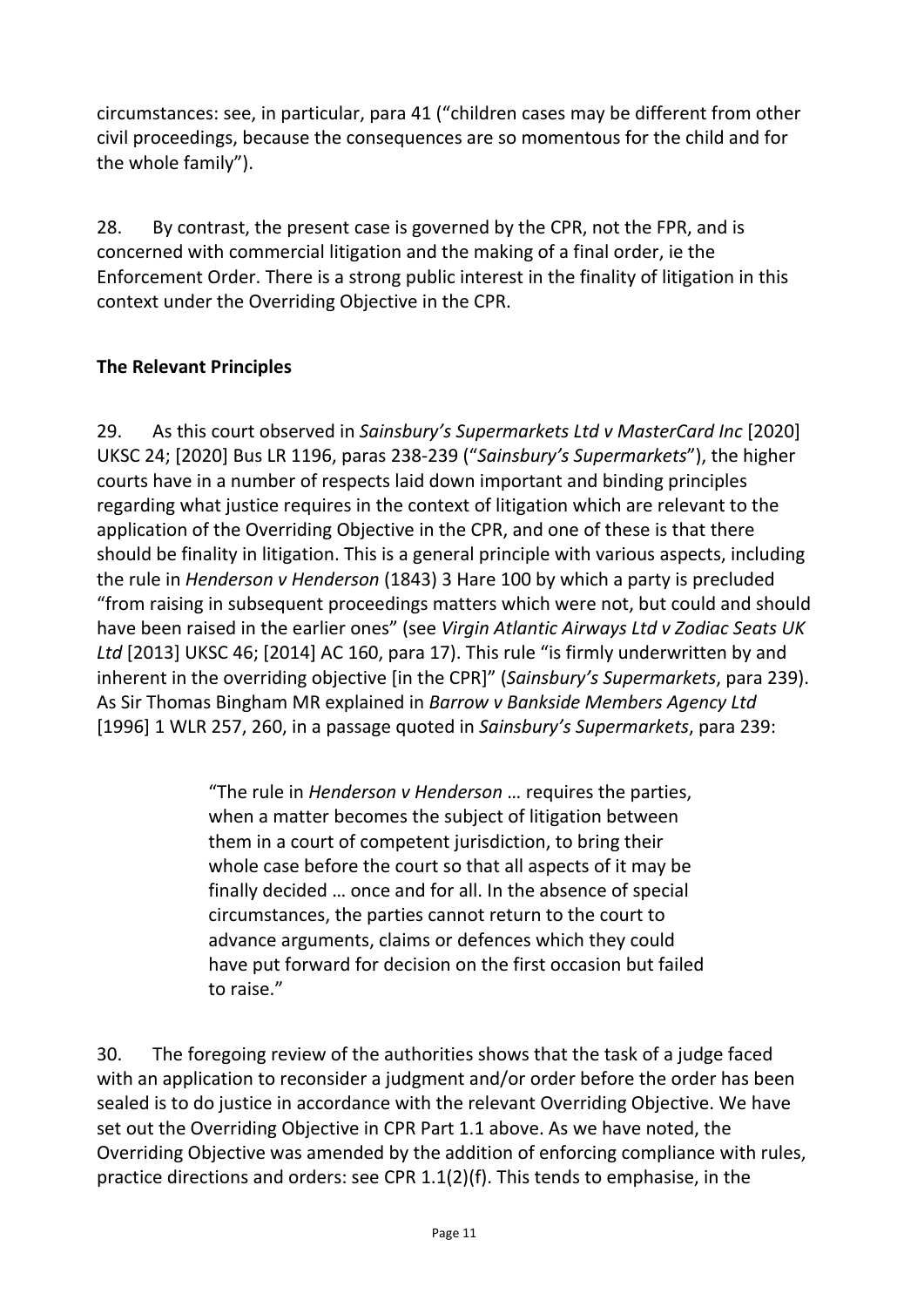circumstances: see, in particular, para 41 ("children cases may be different from other civil proceedings, because the consequences are so momentous for the child and for the whole family").

28. By contrast, the present case is governed by the CPR, not the FPR, and is concerned with commercial litigation and the making of a final order, ie the Enforcement Order. There is a strong public interest in the finality of litigation in this context under the Overriding Objective in the CPR.

## The Relevant Principles

29. As this court observed in *Sainsbury's Supermarkets Ltd v MasterCard Inc* [2020] UKSC 24; [2020] Bus LR 1196, paras 238-239 ("*Sainsbury's Supermarkets*"), the higher courts have in a number of respects laid down important and binding principles regarding what justice requires in the context of litigation which are relevant to the application of the Overriding Objective in the CPR, and one of these is that there should be finality in litigation. This is a general principle with various aspects, including the rule in *Henderson v Henderson* (1843) 3 Hare 100 by which a party is precluded "from raising in subsequent proceedings matters which were not, but could and should have been raised in the earlier ones" (see *Virgin Atlantic Airways Ltd v Zodiac Seats UK Ltd* [2013] UKSC 46; [2014] AC 160, para 17). This rule "is firmly underwritten by and inherent in the overriding objective [in the CPR]" (*Sainsbury's Supermarkets*, para 239). As Sir Thomas Bingham MR explained in *Barrow v Bankside Members Agency Ltd* [1996] 1 WLR 257, 260, in a passage quoted in *Sainsbury's Supermarkets*, para 239:

> "The rule in *Henderson v Henderson* … requires the parties, when a matter becomes the subject of litigation between them in a court of competent jurisdiction, to bring their whole case before the court so that all aspects of it may be finally decided … once and for all. In the absence of special circumstances, the parties cannot return to the court to advance arguments, claims or defences which they could have put forward for decision on the first occasion but failed to raise."

30. The foregoing review of the authorities shows that the task of a judge faced with an application to reconsider a judgment and/or order before the order has been sealed is to do justice in accordance with the relevant Overriding Objective. We have set out the Overriding Objective in CPR Part 1.1 above. As we have noted, the Overriding Objective was amended by the addition of enforcing compliance with rules, practice directions and orders: see CPR 1.1(2)(f). This tends to emphasise, in the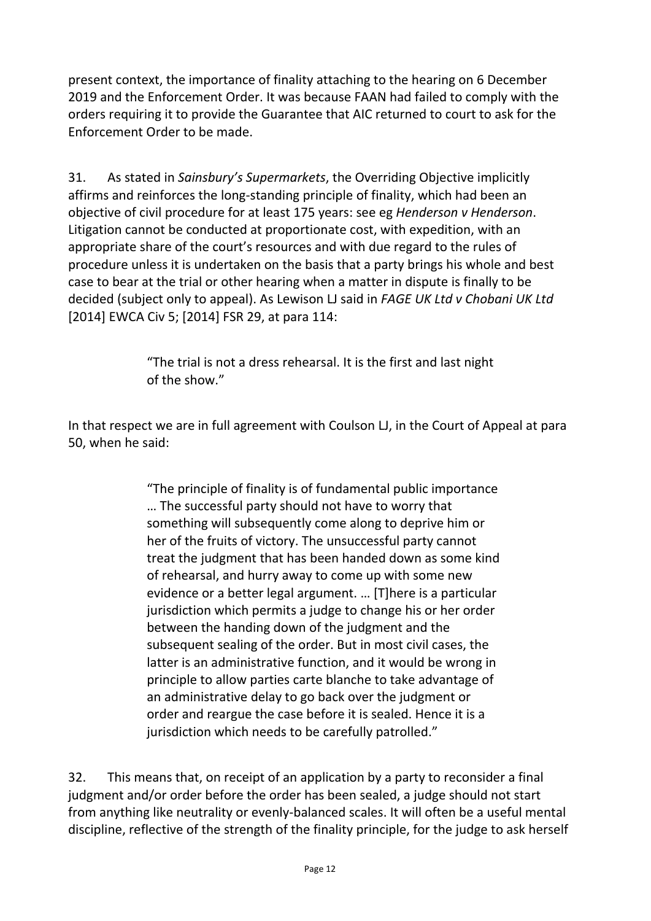present context, the importance of finality attaching to the hearing on 6 December 2019 and the Enforcement Order. It was because FAAN had failed to comply with the orders requiring it to provide the Guarantee that AIC returned to court to ask for the Enforcement Order to be made.

31. As stated in *Sainsbury's Supermarkets*, the Overriding Objective implicitly affirms and reinforces the long-standing principle of finality, which had been an objective of civil procedure for at least 175 years: see eg *Henderson v Henderson*. Litigation cannot be conducted at proportionate cost, with expedition, with an appropriate share of the court's resources and with due regard to the rules of procedure unless it is undertaken on the basis that a party brings his whole and best case to bear at the trial or other hearing when a matter in dispute is finally to be decided (subject only to appeal). As Lewison LJ said in *FAGE UK Ltd v Chobani UK Ltd* [2014] EWCA Civ 5; [2014] FSR 29, at para 114:

> "The trial is not a dress rehearsal. It is the first and last night of the show."

In that respect we are in full agreement with Coulson LJ, in the Court of Appeal at para 50, when he said:

> "The principle of finality is of fundamental public importance … The successful party should not have to worry that something will subsequently come along to deprive him or her of the fruits of victory. The unsuccessful party cannot treat the judgment that has been handed down as some kind of rehearsal, and hurry away to come up with some new evidence or a better legal argument. … [T]here is a particular jurisdiction which permits a judge to change his or her order between the handing down of the judgment and the subsequent sealing of the order. But in most civil cases, the latter is an administrative function, and it would be wrong in principle to allow parties carte blanche to take advantage of an administrative delay to go back over the judgment or order and reargue the case before it is sealed. Hence it is a jurisdiction which needs to be carefully patrolled."

32. This means that, on receipt of an application by a party to reconsider a final judgment and/or order before the order has been sealed, a judge should not start from anything like neutrality or evenly-balanced scales. It will often be a useful mental discipline, reflective of the strength of the finality principle, for the judge to ask herself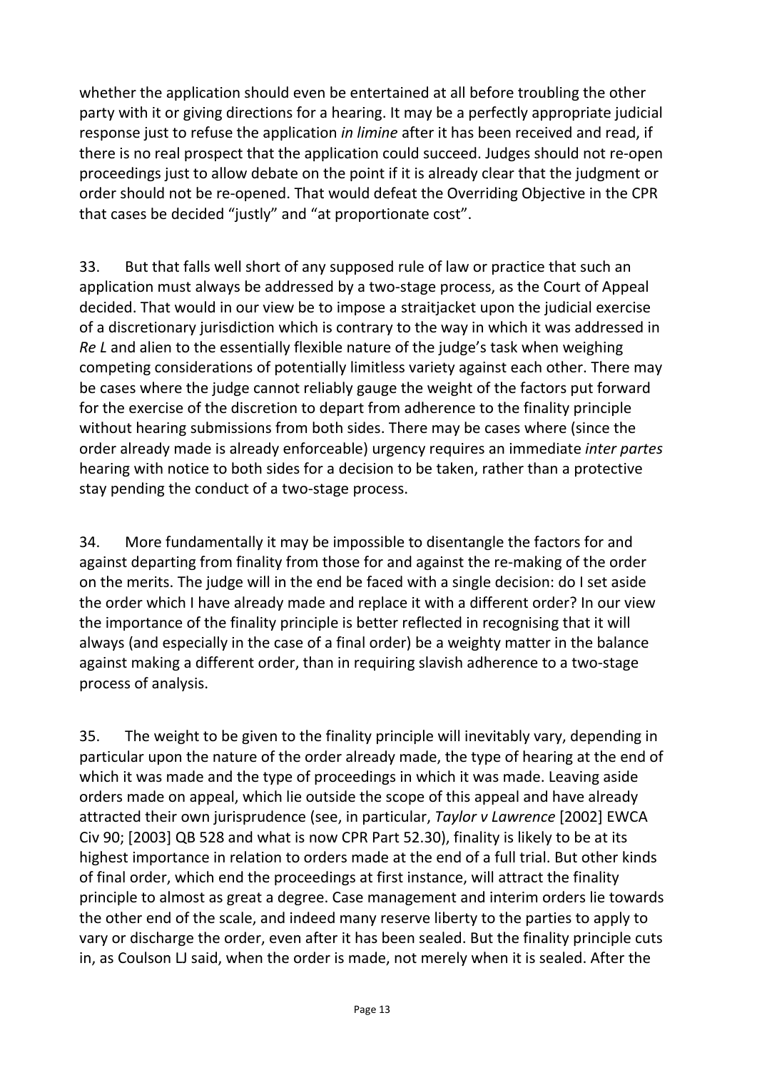whether the application should even be entertained at all before troubling the other party with it or giving directions for a hearing. It may be a perfectly appropriate judicial response just to refuse the application *in limine* after it has been received and read, if there is no real prospect that the application could succeed. Judges should not re-open proceedings just to allow debate on the point if it is already clear that the judgment or order should not be re-opened. That would defeat the Overriding Objective in the CPR that cases be decided "justly" and "at proportionate cost".

33. But that falls well short of any supposed rule of law or practice that such an application must always be addressed by a two-stage process, as the Court of Appeal decided. That would in our view be to impose a straitjacket upon the judicial exercise of a discretionary jurisdiction which is contrary to the way in which it was addressed in *Re L* and alien to the essentially flexible nature of the judge's task when weighing competing considerations of potentially limitless variety against each other. There may be cases where the judge cannot reliably gauge the weight of the factors put forward for the exercise of the discretion to depart from adherence to the finality principle without hearing submissions from both sides. There may be cases where (since the order already made is already enforceable) urgency requires an immediate *inter partes* hearing with notice to both sides for a decision to be taken, rather than a protective stay pending the conduct of a two-stage process.

34. More fundamentally it may be impossible to disentangle the factors for and against departing from finality from those for and against the re-making of the order on the merits. The judge will in the end be faced with a single decision: do I set aside the order which I have already made and replace it with a different order? In our view the importance of the finality principle is better reflected in recognising that it will always (and especially in the case of a final order) be a weighty matter in the balance against making a different order, than in requiring slavish adherence to a two-stage process of analysis.

35. The weight to be given to the finality principle will inevitably vary, depending in particular upon the nature of the order already made, the type of hearing at the end of which it was made and the type of proceedings in which it was made. Leaving aside orders made on appeal, which lie outside the scope of this appeal and have already attracted their own jurisprudence (see, in particular, *Taylor v Lawrence* [2002] EWCA Civ 90; [2003] QB 528 and what is now CPR Part 52.30), finality is likely to be at its highest importance in relation to orders made at the end of a full trial. But other kinds of final order, which end the proceedings at first instance, will attract the finality principle to almost as great a degree. Case management and interim orders lie towards the other end of the scale, and indeed many reserve liberty to the parties to apply to vary or discharge the order, even after it has been sealed. But the finality principle cuts in, as Coulson LJ said, when the order is made, not merely when it is sealed. After the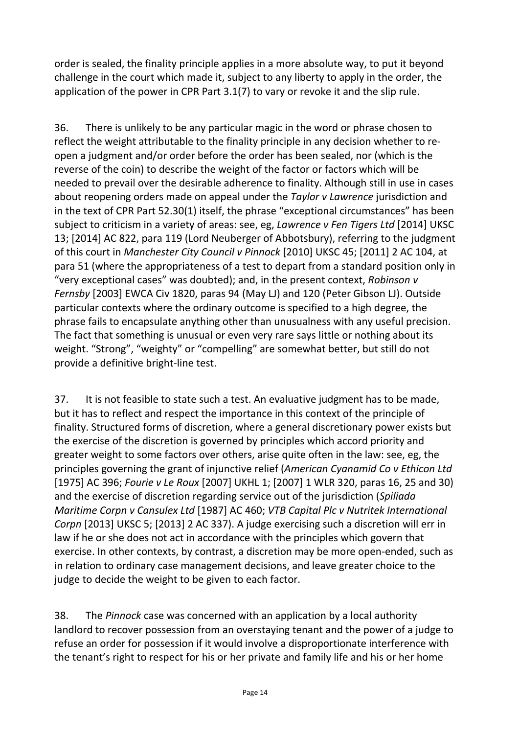order is sealed, the finality principle applies in a more absolute way, to put it beyond challenge in the court which made it, subject to any liberty to apply in the order, the application of the power in CPR Part 3.1(7) to vary or revoke it and the slip rule.

36. There is unlikely to be any particular magic in the word or phrase chosen to reflect the weight attributable to the finality principle in any decision whether to re-open a judgment and/or order before the order has been sealed, nor (which is the reverse of the coin) to describe the weight of the factor or factors which will be needed to prevail over the desirable adherence to finality. Although still in use in cases about reopening orders made on appeal under the *Taylor v Lawrence* jurisdiction and in the text of CPR Part 52.30(1) itself, the phrase "exceptional circumstances" has been subject to criticism in a variety of areas: see, eg, *Lawrence v Fen Tigers Ltd* [2014] UKSC 13; [2014] AC 822, para 119 (Lord Neuberger of Abbotsbury), referring to the judgment of this court in *Manchester City Council v Pinnock* [2010] UKSC 45; [2011] 2 AC 104, at para 51 (where the appropriateness of a test to depart from a standard position only in "very exceptional cases" was doubted); and, in the present context, *Robinson v Fernsby* [2003] EWCA Civ 1820, paras 94 (May LJ) and 120 (Peter Gibson LJ). Outside particular contexts where the ordinary outcome is specified to a high degree, the phrase fails to encapsulate anything other than unusualness with any useful precision. The fact that something is unusual or even very rare says little or nothing about its weight. "Strong", "weighty" or "compelling" are somewhat better, but still do not provide a definitive bright-line test.

37. It is not feasible to state such a test. An evaluative judgment has to be made, but it has to reflect and respect the importance in this context of the principle of finality. Structured forms of discretion, where a general discretionary power exists but the exercise of the discretion is governed by principles which accord priority and greater weight to some factors over others, arise quite often in the law: see, eg, the principles governing the grant of injunctive relief (*American Cyanamid Co v Ethicon Ltd* [1975] AC 396; *Fourie v Le Roux* [2007] UKHL 1; [2007] 1 WLR 320, paras 16, 25 and 30) and the exercise of discretion regarding service out of the jurisdiction (*Spiliada Maritime Corpn v Cansulex Ltd* [1987] AC 460; *VTB Capital Plc v Nutritek International Corpn* [2013] UKSC 5; [2013] 2 AC 337). A judge exercising such a discretion will err in law if he or she does not act in accordance with the principles which govern that exercise. In other contexts, by contrast, a discretion may be more open-ended, such as in relation to ordinary case management decisions, and leave greater choice to the judge to decide the weight to be given to each factor.

38. The *Pinnock* case was concerned with an application by a local authority landlord to recover possession from an overstaying tenant and the power of a judge to refuse an order for possession if it would involve a disproportionate interference with the tenant's right to respect for his or her private and family life and his or her home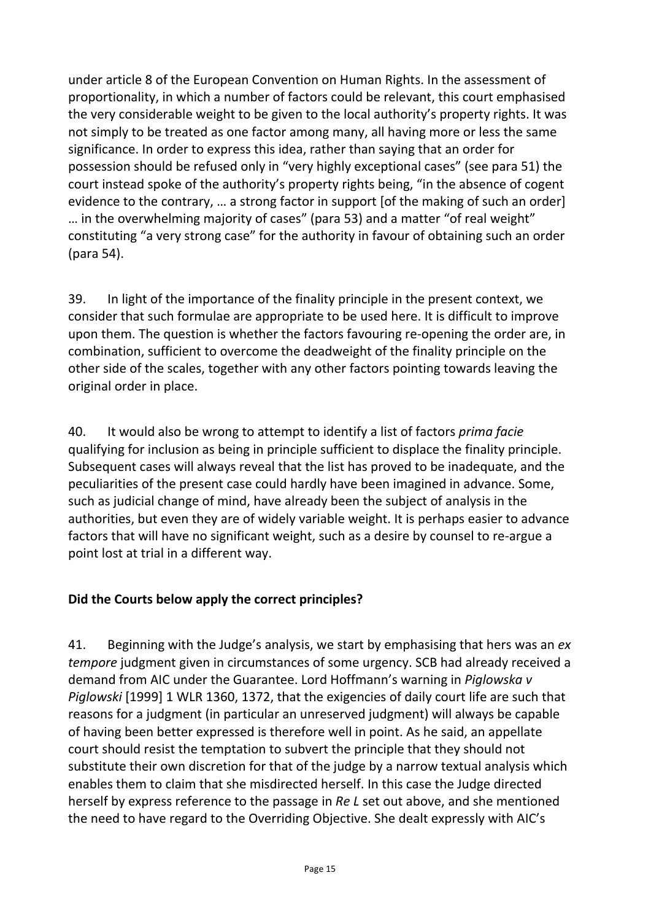under article 8 of the European Convention on Human Rights. In the assessment of proportionality, in which a number of factors could be relevant, this court emphasised the very considerable weight to be given to the local authority's property rights. It was not simply to be treated as one factor among many, all having more or less the same significance. In order to express this idea, rather than saying that an order for possession should be refused only in "very highly exceptional cases" (see para 51) the court instead spoke of the authority's property rights being, "in the absence of cogent evidence to the contrary, … a strong factor in support [of the making of such an order] … in the overwhelming majority of cases" (para 53) and a matter "of real weight" constituting "a very strong case" for the authority in favour of obtaining such an order (para 54).

39. In light of the importance of the finality principle in the present context, we consider that such formulae are appropriate to be used here. It is difficult to improve upon them. The question is whether the factors favouring re-opening the order are, in combination, sufficient to overcome the deadweight of the finality principle on the other side of the scales, together with any other factors pointing towards leaving the original order in place.

40. It would also be wrong to attempt to identify a list of factors *prima facie* qualifying for inclusion as being in principle sufficient to displace the finality principle. Subsequent cases will always reveal that the list has proved to be inadequate, and the peculiarities of the present case could hardly have been imagined in advance. Some, such as judicial change of mind, have already been the subject of analysis in the authorities, but even they are of widely variable weight. It is perhaps easier to advance factors that will have no significant weight, such as a desire by counsel to re-argue a point lost at trial in a different way.

**Did the Courts below apply the correct principles?**

41. Beginning with the Judge's analysis, we start by emphasising that hers was an *ex tempore* judgment given in circumstances of some urgency. SCB had already received a demand from AIC under the Guarantee. Lord Hoffmann's warning in *Piglowska v Piglowski* [1999] 1 WLR 1360, 1372, that the exigencies of daily court life are such that reasons for a judgment (in particular an unreserved judgment) will always be capable of having been better expressed is therefore well in point. As he said, an appellate court should resist the temptation to subvert the principle that they should not substitute their own discretion for that of the judge by a narrow textual analysis which enables them to claim that she misdirected herself. In this case the Judge directed herself by express reference to the passage in *Re L* set out above, and she mentioned the need to have regard to the Overriding Objective. She dealt expressly with AIC's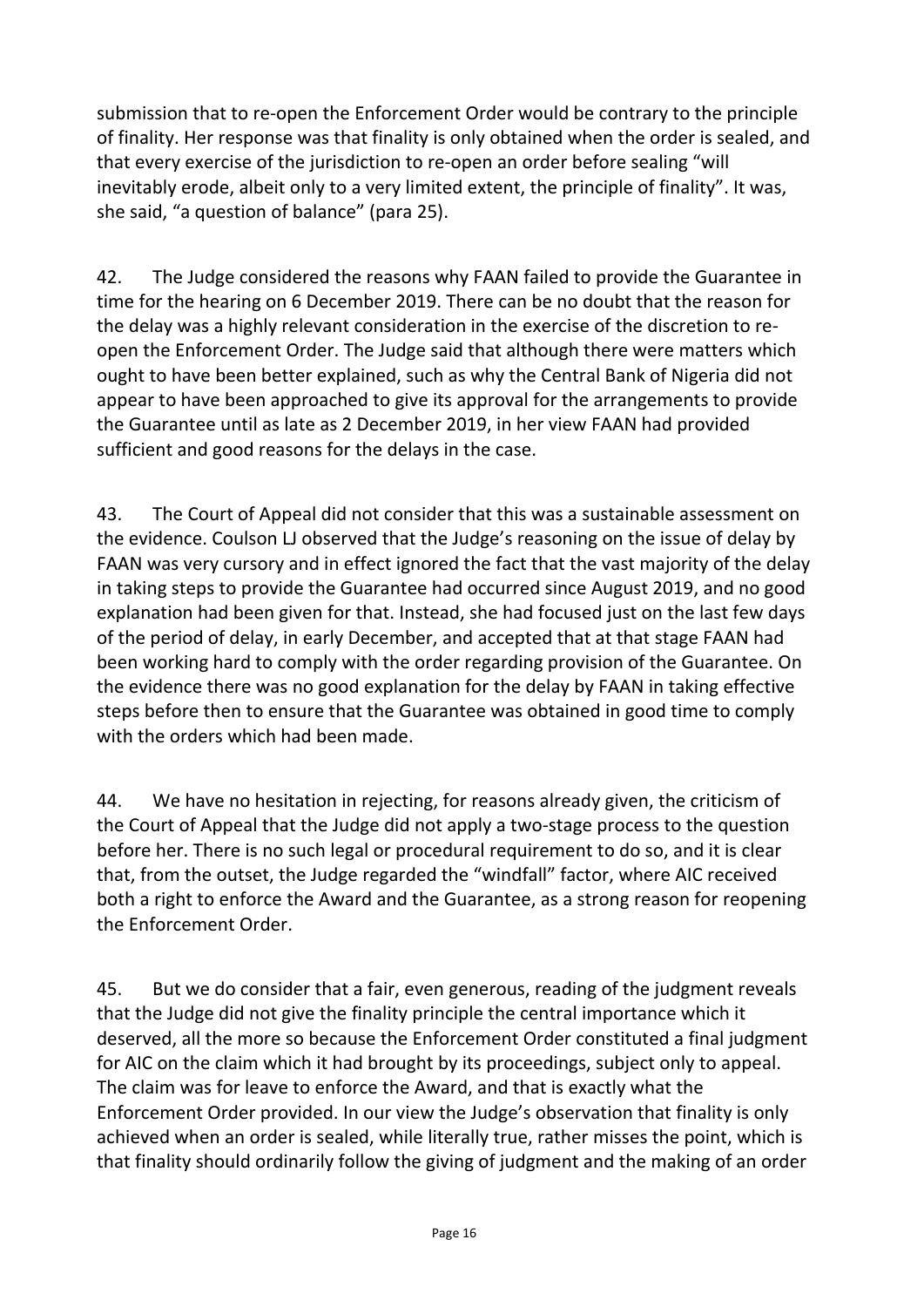submission that to re-open the Enforcement Order would be contrary to the principle of finality. Her response was that finality is only obtained when the order is sealed, and that every exercise of the jurisdiction to re-open an order before sealing "will inevitably erode, albeit only to a very limited extent, the principle of finality". It was, she said, "a question of balance" (para 25).

42. The Judge considered the reasons why FAAN failed to provide the Guarantee in time for the hearing on 6 December 2019. There can be no doubt that the reason for the delay was a highly relevant consideration in the exercise of the discretion to re-open the Enforcement Order. The Judge said that although there were matters which ought to have been better explained, such as why the Central Bank of Nigeria did not appear to have been approached to give its approval for the arrangements to provide the Guarantee until as late as 2 December 2019, in her view FAAN had provided sufficient and good reasons for the delays in the case.

43. The Court of Appeal did not consider that this was a sustainable assessment on the evidence. Coulson LJ observed that the Judge's reasoning on the issue of delay by FAAN was very cursory and in effect ignored the fact that the vast majority of the delay in taking steps to provide the Guarantee had occurred since August 2019, and no good explanation had been given for that. Instead, she had focused just on the last few days of the period of delay, in early December, and accepted that at that stage FAAN had been working hard to comply with the order regarding provision of the Guarantee. On the evidence there was no good explanation for the delay by FAAN in taking effective steps before then to ensure that the Guarantee was obtained in good time to comply with the orders which had been made.

44. We have no hesitation in rejecting, for reasons already given, the criticism of the Court of Appeal that the Judge did not apply a two-stage process to the question before her. There is no such legal or procedural requirement to do so, and it is clear that, from the outset, the Judge regarded the "windfall" factor, where AIC received both a right to enforce the Award and the Guarantee, as a strong reason for reopening the Enforcement Order.

45. But we do consider that a fair, even generous, reading of the judgment reveals that the Judge did not give the finality principle the central importance which it deserved, all the more so because the Enforcement Order constituted a final judgment for AIC on the claim which it had brought by its proceedings, subject only to appeal. The claim was for leave to enforce the Award, and that is exactly what the Enforcement Order provided. In our view the Judge's observation that finality is only achieved when an order is sealed, while literally true, rather misses the point, which is that finality should ordinarily follow the giving of judgment and the making of an order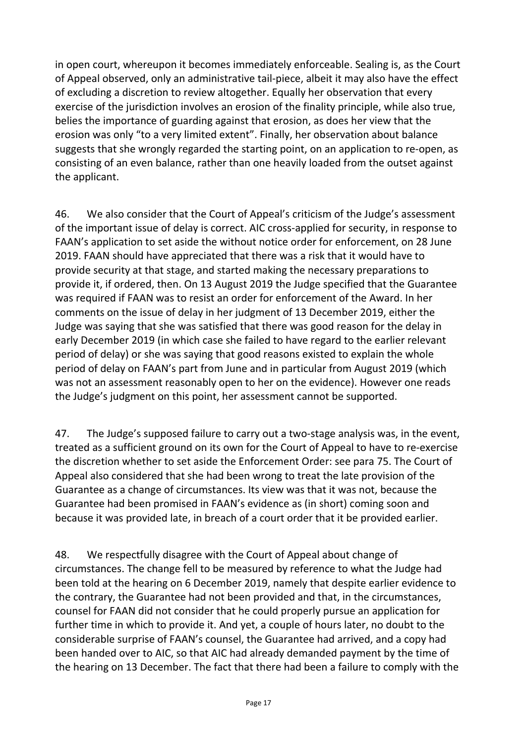in open court, whereupon it becomes immediately enforceable. Sealing is, as the Court of Appeal observed, only an administrative tail-piece, albeit it may also have the effect of excluding a discretion to review altogether. Equally her observation that every exercise of the jurisdiction involves an erosion of the finality principle, while also true, belies the importance of guarding against that erosion, as does her view that the erosion was only "to a very limited extent". Finally, her observation about balance suggests that she wrongly regarded the starting point, on an application to re-open, as consisting of an even balance, rather than one heavily loaded from the outset against the applicant.

46. We also consider that the Court of Appeal's criticism of the Judge's assessment of the important issue of delay is correct. AIC cross-applied for security, in response to FAAN's application to set aside the without notice order for enforcement, on 28 June 2019. FAAN should have appreciated that there was a risk that it would have to provide security at that stage, and started making the necessary preparations to provide it, if ordered, then. On 13 August 2019 the Judge specified that the Guarantee was required if FAAN was to resist an order for enforcement of the Award. In her comments on the issue of delay in her judgment of 13 December 2019, either the Judge was saying that she was satisfied that there was good reason for the delay in early December 2019 (in which case she failed to have regard to the earlier relevant period of delay) or she was saying that good reasons existed to explain the whole period of delay on FAAN's part from June and in particular from August 2019 (which was not an assessment reasonably open to her on the evidence). However one reads the Judge's judgment on this point, her assessment cannot be supported.

47. The Judge's supposed failure to carry out a two-stage analysis was, in the event, treated as a sufficient ground on its own for the Court of Appeal to have to re-exercise the discretion whether to set aside the Enforcement Order: see para 75. The Court of Appeal also considered that she had been wrong to treat the late provision of the Guarantee as a change of circumstances. Its view was that it was not, because the Guarantee had been promised in FAAN's evidence as (in short) coming soon and because it was provided late, in breach of a court order that it be provided earlier.

48. We respectfully disagree with the Court of Appeal about change of circumstances. The change fell to be measured by reference to what the Judge had been told at the hearing on 6 December 2019, namely that despite earlier evidence to the contrary, the Guarantee had not been provided and that, in the circumstances, counsel for FAAN did not consider that he could properly pursue an application for further time in which to provide it. And yet, a couple of hours later, no doubt to the considerable surprise of FAAN's counsel, the Guarantee had arrived, and a copy had been handed over to AIC, so that AIC had already demanded payment by the time of the hearing on 13 December. The fact that there had been a failure to comply with the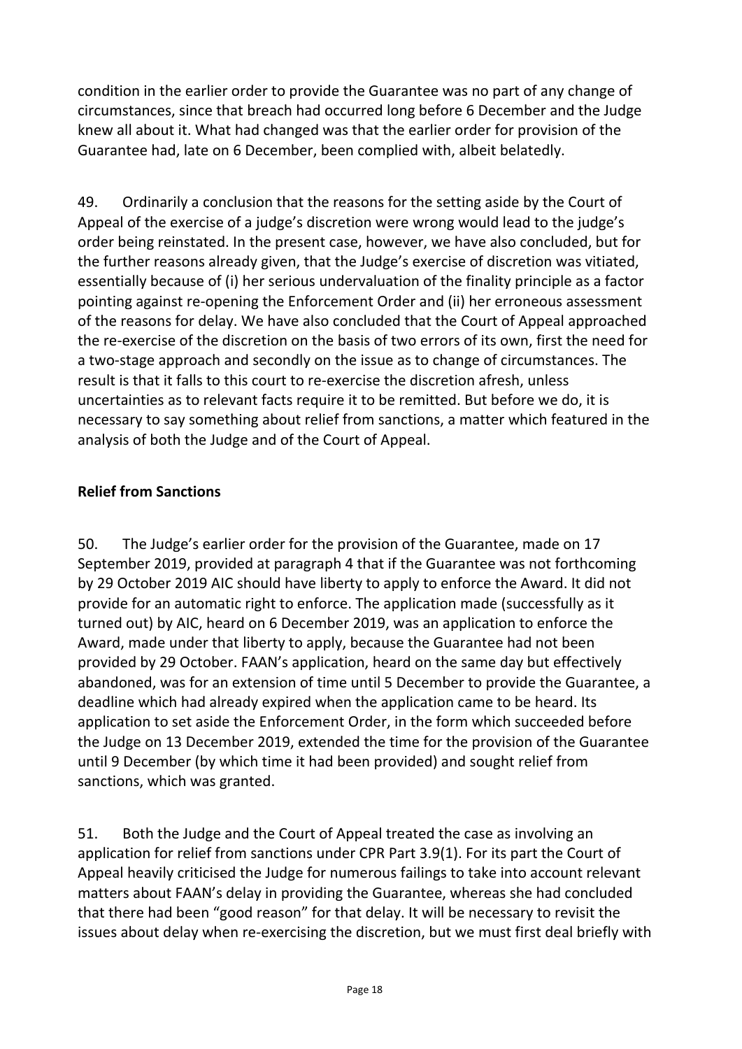condition in the earlier order to provide the Guarantee was no part of any change of circumstances, since that breach had occurred long before 6 December and the Judge knew all about it. What had changed was that the earlier order for provision of the Guarantee had, late on 6 December, been complied with, albeit belatedly.

49. Ordinarily a conclusion that the reasons for the setting aside by the Court of Appeal of the exercise of a judge's discretion were wrong would lead to the judge's order being reinstated. In the present case, however, we have also concluded, but for the further reasons already given, that the Judge's exercise of discretion was vitiated, essentially because of (i) her serious undervaluation of the finality principle as a factor pointing against re-opening the Enforcement Order and (ii) her erroneous assessment of the reasons for delay. We have also concluded that the Court of Appeal approached the re-exercise of the discretion on the basis of two errors of its own, first the need for a two-stage approach and secondly on the issue as to change of circumstances. The result is that it falls to this court to re-exercise the discretion afresh, unless uncertainties as to relevant facts require it to be remitted. But before we do, it is necessary to say something about relief from sanctions, a matter which featured in the analysis of both the Judge and of the Court of Appeal.

## Relief from Sanctions

50. The Judge's earlier order for the provision of the Guarantee, made on 17 September 2019, provided at paragraph 4 that if the Guarantee was not forthcoming by 29 October 2019 AIC should have liberty to apply to enforce the Award. It did not provide for an automatic right to enforce. The application made (successfully as it turned out) by AIC, heard on 6 December 2019, was an application to enforce the Award, made under that liberty to apply, because the Guarantee had not been provided by 29 October. FAAN's application, heard on the same day but effectively abandoned, was for an extension of time until 5 December to provide the Guarantee, a deadline which had already expired when the application came to be heard. Its application to set aside the Enforcement Order, in the form which succeeded before the Judge on 13 December 2019, extended the time for the provision of the Guarantee until 9 December (by which time it had been provided) and sought relief from sanctions, which was granted.

51. Both the Judge and the Court of Appeal treated the case as involving an application for relief from sanctions under CPR Part 3.9(1). For its part the Court of Appeal heavily criticised the Judge for numerous failings to take into account relevant matters about FAAN's delay in providing the Guarantee, whereas she had concluded that there had been "good reason" for that delay. It will be necessary to revisit the issues about delay when re-exercising the discretion, but we must first deal briefly with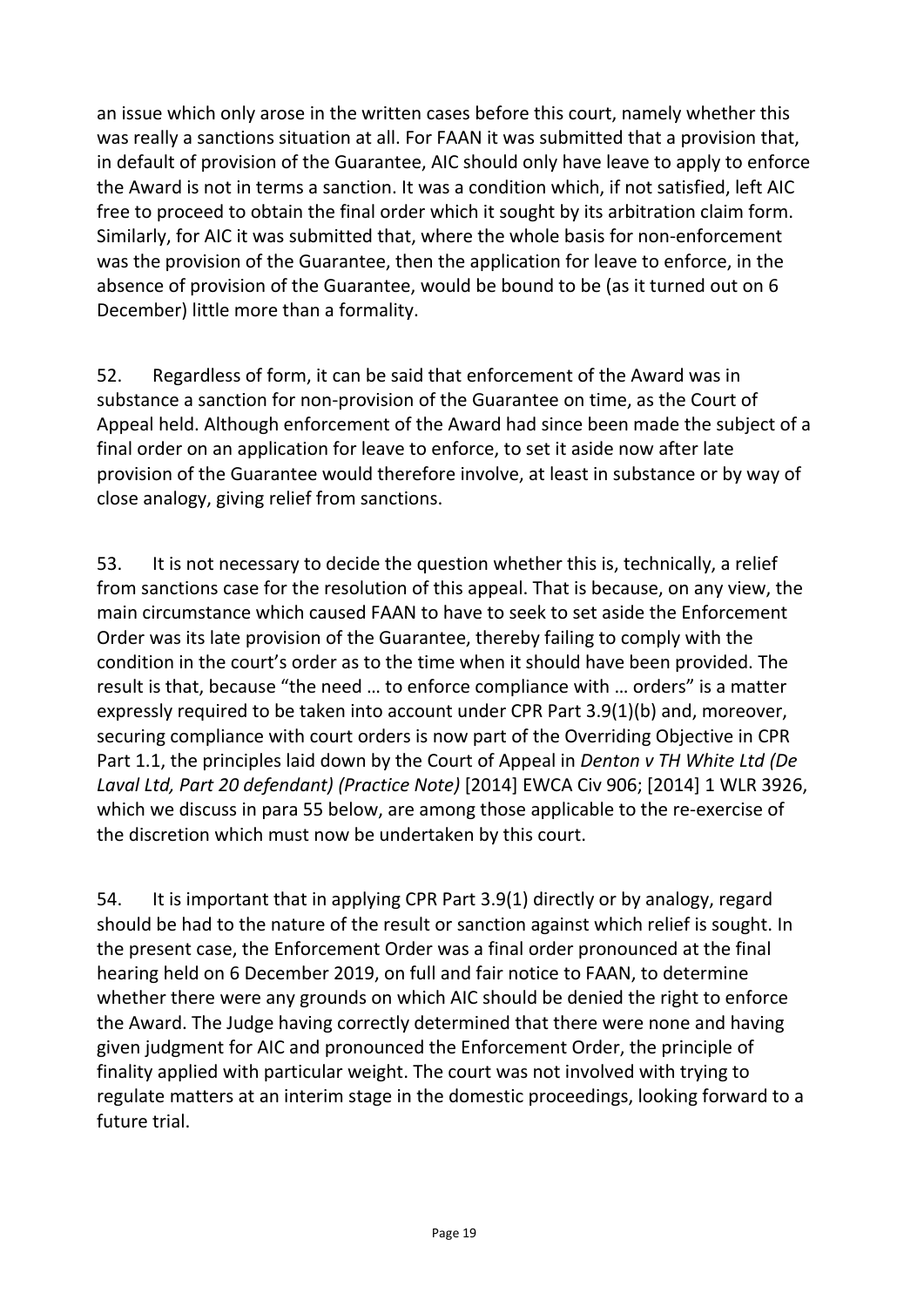an issue which only arose in the written cases before this court, namely whether this was really a sanctions situation at all. For FAAN it was submitted that a provision that, in default of provision of the Guarantee, AIC should only have leave to apply to enforce the Award is not in terms a sanction. It was a condition which, if not satisfied, left AIC free to proceed to obtain the final order which it sought by its arbitration claim form. Similarly, for AIC it was submitted that, where the whole basis for non-enforcement was the provision of the Guarantee, then the application for leave to enforce, in the absence of provision of the Guarantee, would be bound to be (as it turned out on 6 December) little more than a formality.

52. Regardless of form, it can be said that enforcement of the Award was in substance a sanction for non-provision of the Guarantee on time, as the Court of Appeal held. Although enforcement of the Award had since been made the subject of a final order on an application for leave to enforce, to set it aside now after late provision of the Guarantee would therefore involve, at least in substance or by way of close analogy, giving relief from sanctions.

53. It is not necessary to decide the question whether this is, technically, a relief from sanctions case for the resolution of this appeal. That is because, on any view, the main circumstance which caused FAAN to have to seek to set aside the Enforcement Order was its late provision of the Guarantee, thereby failing to comply with the condition in the court's order as to the time when it should have been provided. The result is that, because "the need … to enforce compliance with … orders" is a matter expressly required to be taken into account under CPR Part 3.9(1)(b) and, moreover, securing compliance with court orders is now part of the Overriding Objective in CPR Part 1.1, the principles laid down by the Court of Appeal in *Denton v TH White Ltd (De Laval Ltd, Part 20 defendant) (Practice Note)* [2014] EWCA Civ 906; [2014] 1 WLR 3926, which we discuss in para 55 below, are among those applicable to the re-exercise of the discretion which must now be undertaken by this court.

54. It is important that in applying CPR Part 3.9(1) directly or by analogy, regard should be had to the nature of the result or sanction against which relief is sought. In the present case, the Enforcement Order was a final order pronounced at the final hearing held on 6 December 2019, on full and fair notice to FAAN, to determine whether there were any grounds on which AIC should be denied the right to enforce the Award. The Judge having correctly determined that there were none and having given judgment for AIC and pronounced the Enforcement Order, the principle of finality applied with particular weight. The court was not involved with trying to regulate matters at an interim stage in the domestic proceedings, looking forward to a future trial.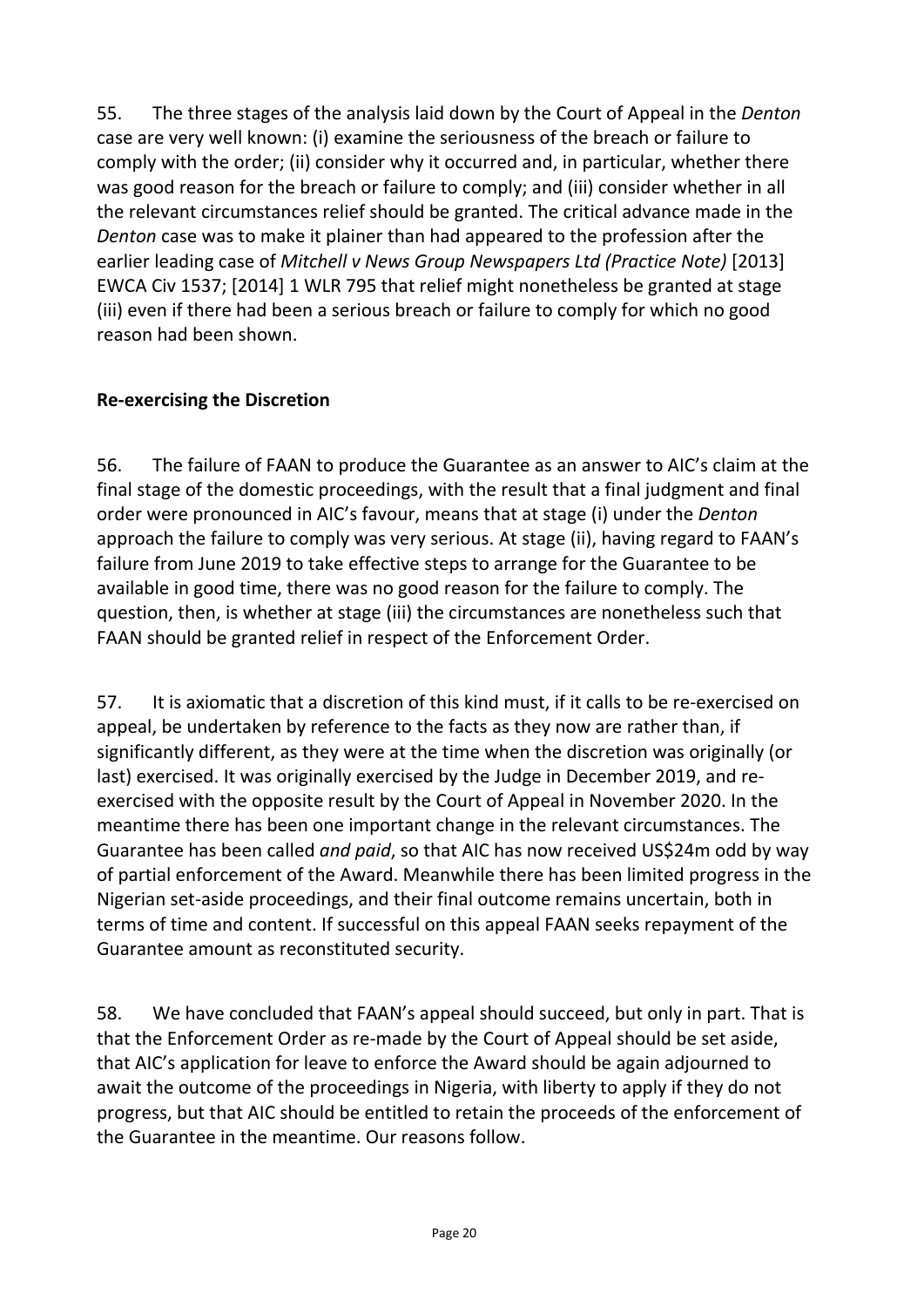55. The three stages of the analysis laid down by the Court of Appeal in the *Denton* case are very well known: (i) examine the seriousness of the breach or failure to comply with the order; (ii) consider why it occurred and, in particular, whether there was good reason for the breach or failure to comply; and (iii) consider whether in all the relevant circumstances relief should be granted. The critical advance made in the *Denton* case was to make it plainer than had appeared to the profession after the earlier leading case of *Mitchell v News Group Newspapers Ltd (Practice Note)* [2013] EWCA Civ 1537; [2014] 1 WLR 795 that relief might nonetheless be granted at stage (iii) even if there had been a serious breach or failure to comply for which no good reason had been shown.

### Re-exercising the Discretion

56. The failure of FAAN to produce the Guarantee as an answer to AIC's claim at the final stage of the domestic proceedings, with the result that a final judgment and final order were pronounced in AIC's favour, means that at stage (i) under the *Denton* approach the failure to comply was very serious. At stage (ii), having regard to FAAN's failure from June 2019 to take effective steps to arrange for the Guarantee to be available in good time, there was no good reason for the failure to comply. The question, then, is whether at stage (iii) the circumstances are nonetheless such that FAAN should be granted relief in respect of the Enforcement Order.

57. It is axiomatic that a discretion of this kind must, if it calls to be re-exercised on appeal, be undertaken by reference to the facts as they now are rather than, if significantly different, as they were at the time when the discretion was originally (or last) exercised. It was originally exercised by the Judge in December 2019, and re-exercised with the opposite result by the Court of Appeal in November 2020. In the meantime there has been one important change in the relevant circumstances. The Guarantee has been called *and paid*, so that AIC has now received US$24m odd by way of partial enforcement of the Award. Meanwhile there has been limited progress in the Nigerian set-aside proceedings, and their final outcome remains uncertain, both in terms of time and content. If successful on this appeal FAAN seeks repayment of the Guarantee amount as reconstituted security.

58. We have concluded that FAAN's appeal should succeed, but only in part. That is that the Enforcement Order as re-made by the Court of Appeal should be set aside, that AIC's application for leave to enforce the Award should be again adjourned to await the outcome of the proceedings in Nigeria, with liberty to apply if they do not progress, but that AIC should be entitled to retain the proceeds of the enforcement of the Guarantee in the meantime. Our reasons follow.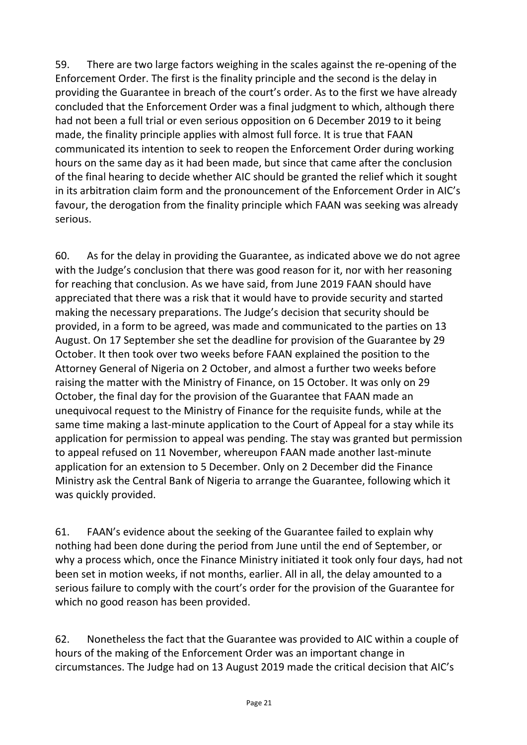59. There are two large factors weighing in the scales against the re-opening of the Enforcement Order. The first is the finality principle and the second is the delay in providing the Guarantee in breach of the court's order. As to the first we have already concluded that the Enforcement Order was a final judgment to which, although there had not been a full trial or even serious opposition on 6 December 2019 to it being made, the finality principle applies with almost full force. It is true that FAAN communicated its intention to seek to reopen the Enforcement Order during working hours on the same day as it had been made, but since that came after the conclusion of the final hearing to decide whether AIC should be granted the relief which it sought in its arbitration claim form and the pronouncement of the Enforcement Order in AIC's favour, the derogation from the finality principle which FAAN was seeking was already serious.

60. As for the delay in providing the Guarantee, as indicated above we do not agree with the Judge's conclusion that there was good reason for it, nor with her reasoning for reaching that conclusion. As we have said, from June 2019 FAAN should have appreciated that there was a risk that it would have to provide security and started making the necessary preparations. The Judge's decision that security should be provided, in a form to be agreed, was made and communicated to the parties on 13 August. On 17 September she set the deadline for provision of the Guarantee by 29 October. It then took over two weeks before FAAN explained the position to the Attorney General of Nigeria on 2 October, and almost a further two weeks before raising the matter with the Ministry of Finance, on 15 October. It was only on 29 October, the final day for the provision of the Guarantee that FAAN made an unequivocal request to the Ministry of Finance for the requisite funds, while at the same time making a last-minute application to the Court of Appeal for a stay while its application for permission to appeal was pending. The stay was granted but permission to appeal refused on 11 November, whereupon FAAN made another last-minute application for an extension to 5 December. Only on 2 December did the Finance Ministry ask the Central Bank of Nigeria to arrange the Guarantee, following which it was quickly provided.

61. FAAN's evidence about the seeking of the Guarantee failed to explain why nothing had been done during the period from June until the end of September, or why a process which, once the Finance Ministry initiated it took only four days, had not been set in motion weeks, if not months, earlier. All in all, the delay amounted to a serious failure to comply with the court's order for the provision of the Guarantee for which no good reason has been provided.

62. Nonetheless the fact that the Guarantee was provided to AIC within a couple of hours of the making of the Enforcement Order was an important change in circumstances. The Judge had on 13 August 2019 made the critical decision that AIC's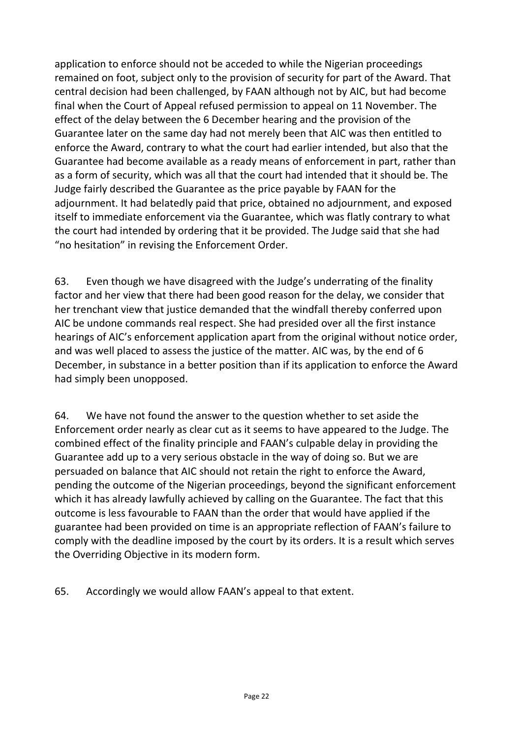application to enforce should not be acceded to while the Nigerian proceedings remained on foot, subject only to the provision of security for part of the Award. That central decision had been challenged, by FAAN although not by AIC, but had become final when the Court of Appeal refused permission to appeal on 11 November. The effect of the delay between the 6 December hearing and the provision of the Guarantee later on the same day had not merely been that AIC was then entitled to enforce the Award, contrary to what the court had earlier intended, but also that the Guarantee had become available as a ready means of enforcement in part, rather than as a form of security, which was all that the court had intended that it should be. The Judge fairly described the Guarantee as the price payable by FAAN for the adjournment. It had belatedly paid that price, obtained no adjournment, and exposed itself to immediate enforcement via the Guarantee, which was flatly contrary to what the court had intended by ordering that it be provided. The Judge said that she had "no hesitation" in revising the Enforcement Order.

63. Even though we have disagreed with the Judge's underrating of the finality factor and her view that there had been good reason for the delay, we consider that her trenchant view that justice demanded that the windfall thereby conferred upon AIC be undone commands real respect. She had presided over all the first instance hearings of AIC's enforcement application apart from the original without notice order, and was well placed to assess the justice of the matter. AIC was, by the end of 6 December, in substance in a better position than if its application to enforce the Award had simply been unopposed.

64. We have not found the answer to the question whether to set aside the Enforcement order nearly as clear cut as it seems to have appeared to the Judge. The combined effect of the finality principle and FAAN's culpable delay in providing the Guarantee add up to a very serious obstacle in the way of doing so. But we are persuaded on balance that AIC should not retain the right to enforce the Award, pending the outcome of the Nigerian proceedings, beyond the significant enforcement which it has already lawfully achieved by calling on the Guarantee. The fact that this outcome is less favourable to FAAN than the order that would have applied if the guarantee had been provided on time is an appropriate reflection of FAAN's failure to comply with the deadline imposed by the court by its orders. It is a result which serves the Overriding Objective in its modern form.

65. Accordingly we would allow FAAN's appeal to that extent.